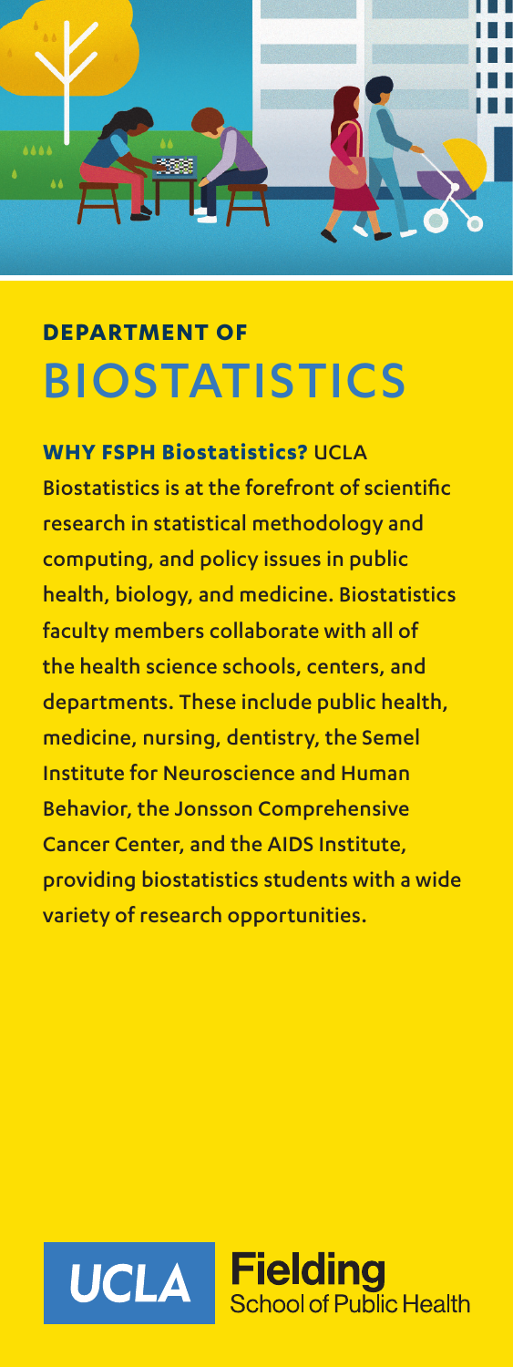## DEPARTMENT OF

# BIOSTATISTICS

**WHY FSPH Biostatistics?** UCLA Biostatistics is at the forefront of scientific research in statistical methodology and computing, and policy issues in public health, biology, and medicine. Biostatistics faculty members collaborate with all of the health science schools, centers, and departments. These include public health, medicine, nursing, dentistry, the Semel Institute for Neuroscience and Human Behavior, the Jonsson Comprehensive Cancer Center, and the AIDS Institute, providing biostatistics students with a wide variety of research opportunities.

UCLA Fielding School of Public Health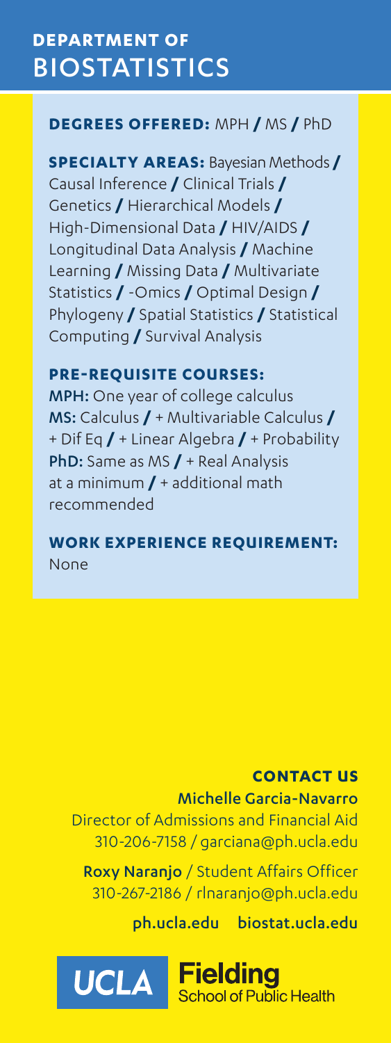# DEPARTMENT OF BIOSTATISTICS

**DEGREES OFFERED:** MPH / MS / PhD

**SPECIALTY AREAS:** Bayesian Methods / Causal Inference / Clinical Trials / Genetics / Hierarchical Models / High-Dimensional Data / HIV/AIDS / Longitudinal Data Analysis / Machine Learning / Missing Data / Multivariate Statistics / -Omics / Optimal Design / Phylogeny / Spatial Statistics / Statistical Computing / Survival Analysis

**PRE-REQUISITE COURSES:**

**MPH:** One year of college calculus
**MS:** Calculus / + Multivariable Calculus / + Dif Eq / + Linear Algebra / + Probability
**PhD:** Same as MS / + Real Analysis at a minimum / + additional math recommended

**WORK EXPERIENCE REQUIREMENT:**
None

**CONTACT US**

**Michelle Garcia-Navarro**
Director of Admissions and Financial Aid
310-206-7158 / garciana@ph.ucla.edu

**Roxy Naranjo** / Student Affairs Officer
310-267-2186 / rlnaranjo@ph.ucla.edu

ph.ucla.edu biostat.ucla.edu

UCLA Fielding School of Public Health